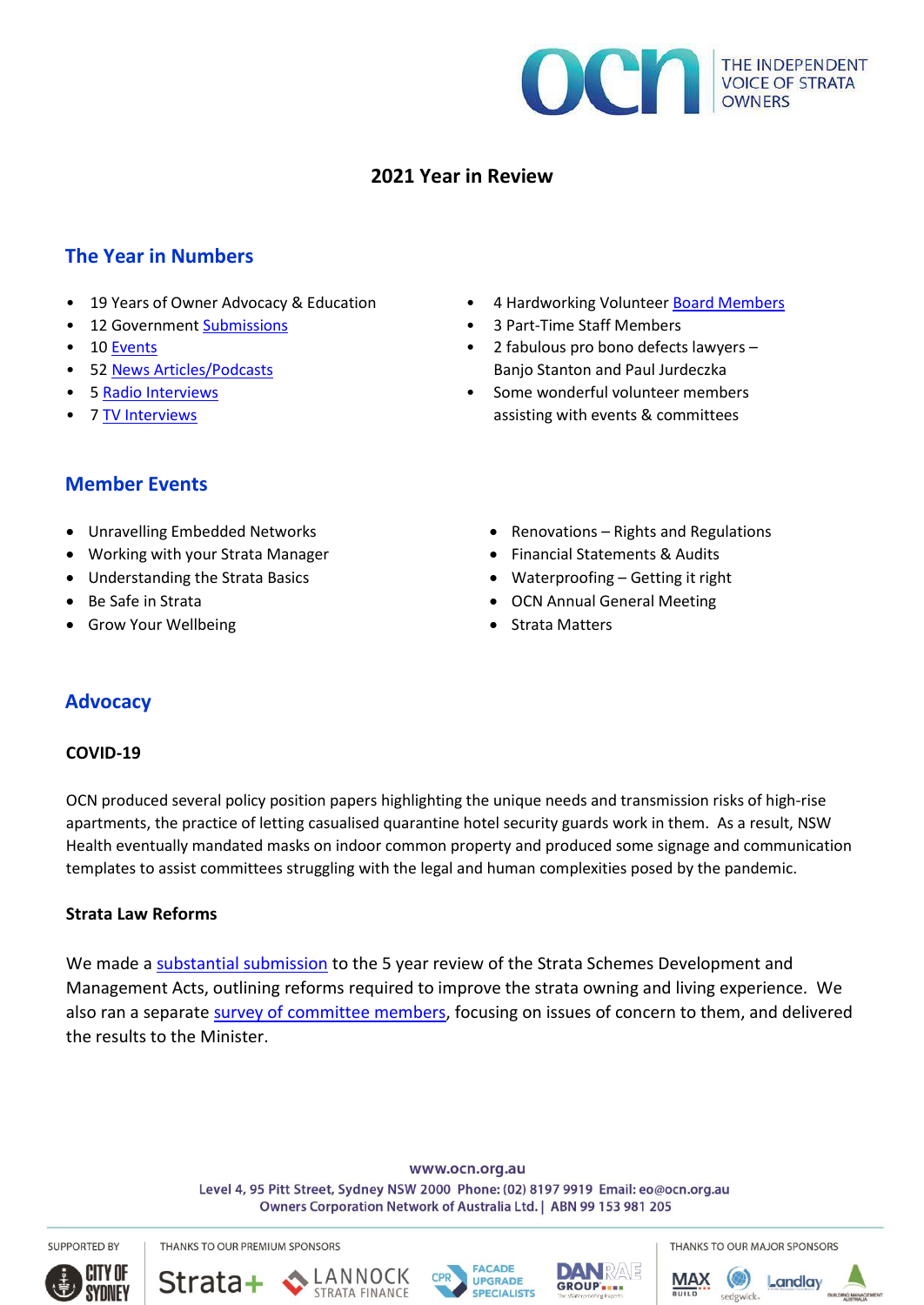# 2021 Year in Review

## The Year in Numbers

- 19 Years of Owner Advocacy & Education
- 12 Government Submissions
- 10 Events
- 52 News Articles/Podcasts
- 5 Radio Interviews
- 7 TV Interviews
- 4 Hardworking Volunteer Board Members
- 3 Part-Time Staff Members
- 2 fabulous pro bono defects lawyers – Banjo Stanton and Paul Jurdeczka
- Some wonderful volunteer members assisting with events & committees

## Member Events

- Unravelling Embedded Networks
- Working with your Strata Manager
- Understanding the Strata Basics
- Be Safe in Strata
- Grow Your Wellbeing
- Renovations – Rights and Regulations
- Financial Statements & Audits
- Waterproofing – Getting it right
- OCN Annual General Meeting
- Strata Matters

## Advocacy

### COVID-19

OCN produced several policy position papers highlighting the unique needs and transmission risks of high-rise apartments, the practice of letting casualised quarantine hotel security guards work in them. As a result, NSW Health eventually mandated masks on indoor common property and produced some signage and communication templates to assist committees struggling with the legal and human complexities posed by the pandemic.

### Strata Law Reforms

We made a substantial submission to the 5 year review of the Strata Schemes Development and Management Acts, outlining reforms required to improve the strata owning and living experience. We also ran a separate survey of committee members, focusing on issues of concern to them, and delivered the results to the Minister.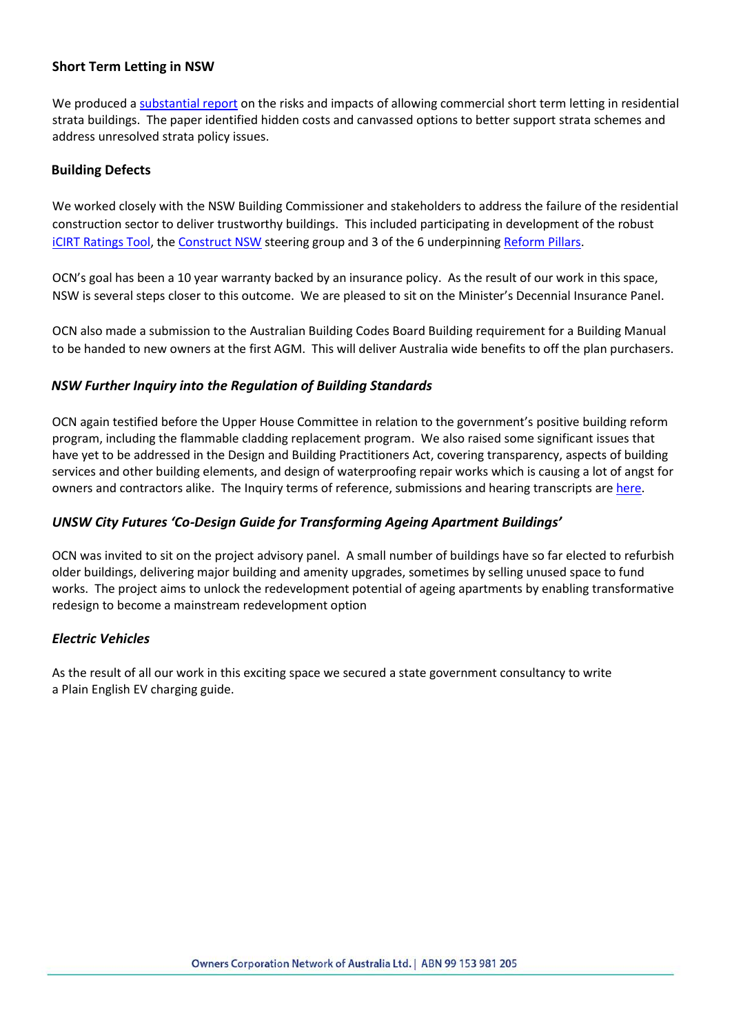### Short Term Letting in NSW

We produced a substantial report on the risks and impacts of allowing commercial short term letting in residential strata buildings. The paper identified hidden costs and canvassed options to better support strata schemes and address unresolved strata policy issues.

### Building Defects

We worked closely with the NSW Building Commissioner and stakeholders to address the failure of the residential construction sector to deliver trustworthy buildings. This included participating in development of the robust iCIRT Ratings Tool, the Construct NSW steering group and 3 of the 6 underpinning Reform Pillars.

OCN's goal has been a 10 year warranty backed by an insurance policy. As the result of our work in this space, NSW is several steps closer to this outcome. We are pleased to sit on the Minister's Decennial Insurance Panel.

OCN also made a submission to the Australian Building Codes Board Building requirement for a Building Manual to be handed to new owners at the first AGM. This will deliver Australia wide benefits to off the plan purchasers.

### *NSW Further Inquiry into the Regulation of Building Standards*

OCN again testified before the Upper House Committee in relation to the government's positive building reform program, including the flammable cladding replacement program. We also raised some significant issues that have yet to be addressed in the Design and Building Practitioners Act, covering transparency, aspects of building services and other building elements, and design of waterproofing repair works which is causing a lot of angst for owners and contractors alike. The Inquiry terms of reference, submissions and hearing transcripts are here.

### *UNSW City Futures 'Co-Design Guide for Transforming Ageing Apartment Buildings'*

OCN was invited to sit on the project advisory panel. A small number of buildings have so far elected to refurbish older buildings, delivering major building and amenity upgrades, sometimes by selling unused space to fund works. The project aims to unlock the redevelopment potential of ageing apartments by enabling transformative redesign to become a mainstream redevelopment option

### *Electric Vehicles*

As the result of all our work in this exciting space we secured a state government consultancy to write a Plain English EV charging guide.